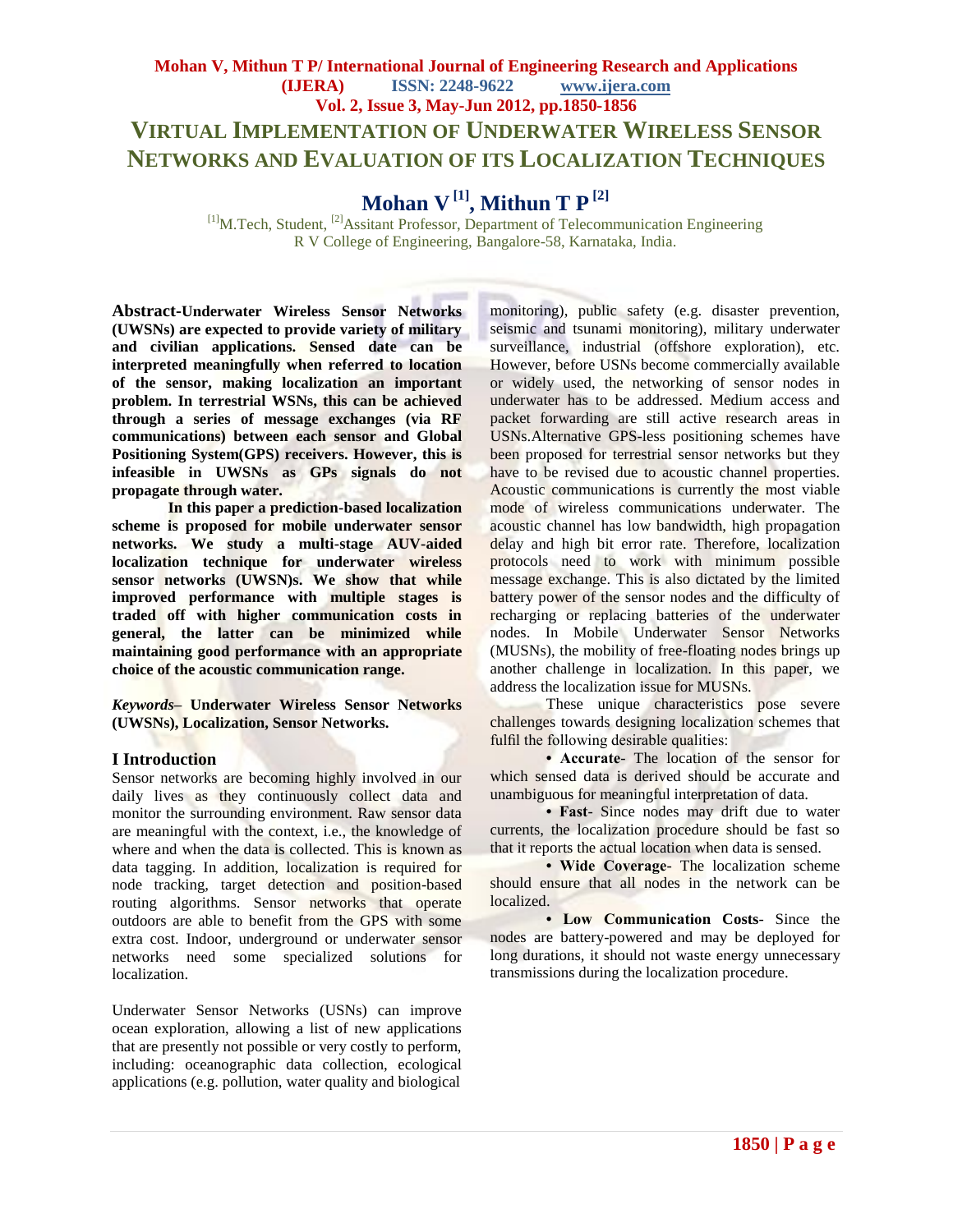# VIRTUAL IMPLEMENTATION OF UNDERWATER WIRELESS SENSOR NETWORKS AND EVALUATION OF ITS LOCALIZATION TECHNIQUES

**Mohan V [1], Mithun T P [2]**

[1]M.Tech, Student, [2]Assitant Professor, Department of Telecommunication Engineering
R V College of Engineering, Bangalore-58, Karnataka, India.

**Abstract-Underwater Wireless Sensor Networks (UWSNs) are expected to provide variety of military and civilian applications. Sensed date can be interpreted meaningfully when referred to location of the sensor, making localization an important problem. In terrestrial WSNs, this can be achieved through a series of message exchanges (via RF communications) between each sensor and Global Positioning System(GPS) receivers. However, this is infeasible in UWSNs as GPs signals do not propagate through water.**

**In this paper a prediction-based localization scheme is proposed for mobile underwater sensor networks. We study a multi-stage AUV-aided localization technique for underwater wireless sensor networks (UWSN)s. We show that while improved performance with multiple stages is traded off with higher communication costs in general, the latter can be minimized while maintaining good performance with an appropriate choice of the acoustic communication range.**

***Keywords*– Underwater Wireless Sensor Networks (UWSNs), Localization, Sensor Networks.**

## I Introduction

Sensor networks are becoming highly involved in our daily lives as they continuously collect data and monitor the surrounding environment. Raw sensor data are meaningful with the context, i.e., the knowledge of where and when the data is collected. This is known as data tagging. In addition, localization is required for node tracking, target detection and position-based routing algorithms. Sensor networks that operate outdoors are able to benefit from the GPS with some extra cost. Indoor, underground or underwater sensor networks need some specialized solutions for localization.

Underwater Sensor Networks (USNs) can improve ocean exploration, allowing a list of new applications that are presently not possible or very costly to perform, including: oceanographic data collection, ecological applications (e.g. pollution, water quality and biological monitoring), public safety (e.g. disaster prevention, seismic and tsunami monitoring), military underwater surveillance, industrial (offshore exploration), etc. However, before USNs become commercially available or widely used, the networking of sensor nodes in underwater has to be addressed. Medium access and packet forwarding are still active research areas in USNs.Alternative GPS-less positioning schemes have been proposed for terrestrial sensor networks but they have to be revised due to acoustic channel properties. Acoustic communications is currently the most viable mode of wireless communications underwater. The acoustic channel has low bandwidth, high propagation delay and high bit error rate. Therefore, localization protocols need to work with minimum possible message exchange. This is also dictated by the limited battery power of the sensor nodes and the difficulty of recharging or replacing batteries of the underwater nodes. In Mobile Underwater Sensor Networks (MUSNs), the mobility of free-floating nodes brings up another challenge in localization. In this paper, we address the localization issue for MUSNs.

These unique characteristics pose severe challenges towards designing localization schemes that fulfil the following desirable qualities:

- **Accurate**- The location of the sensor for which sensed data is derived should be accurate and unambiguous for meaningful interpretation of data.
- **Fast**- Since nodes may drift due to water currents, the localization procedure should be fast so that it reports the actual location when data is sensed.
- **Wide Coverage**- The localization scheme should ensure that all nodes in the network can be localized.
- **Low Communication Costs**- Since the nodes are battery-powered and may be deployed for long durations, it should not waste energy unnecessary transmissions during the localization procedure.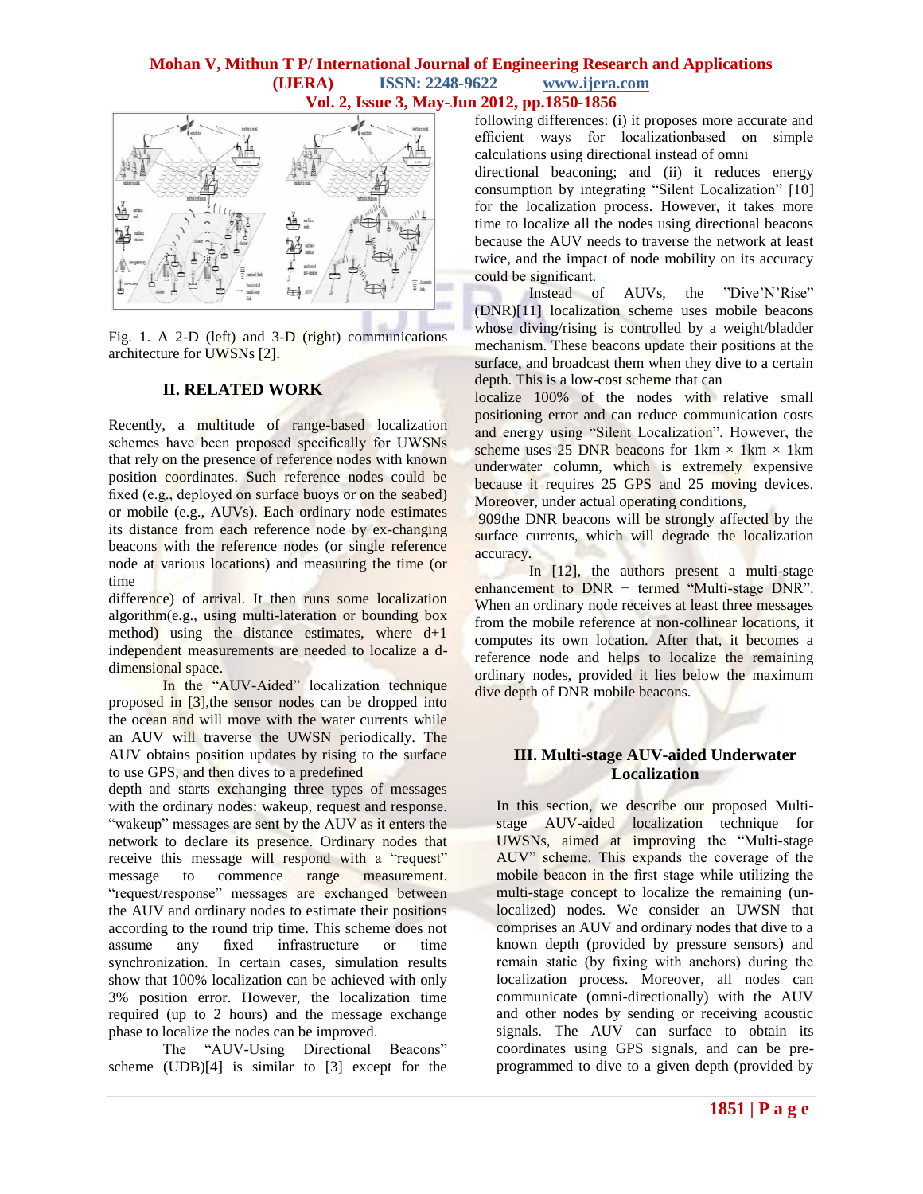Fig. 1. A 2-D (left) and 3-D (right) communications architecture for UWSNs [2].

## II. RELATED WORK

Recently, a multitude of range-based localization schemes have been proposed specifically for UWSNs that rely on the presence of reference nodes with known position coordinates. Such reference nodes could be fixed (e.g., deployed on surface buoys or on the seabed) or mobile (e.g., AUVs). Each ordinary node estimates its distance from each reference node by ex-changing beacons with the reference nodes (or single reference node at various locations) and measuring the time (or time difference) of arrival. It then runs some localization algorithm(e.g., using multi-lateration or bounding box method) using the distance estimates, where d+1 independent measurements are needed to localize a d-dimensional space.

In the "AUV-Aided" localization technique proposed in [3],the sensor nodes can be dropped into the ocean and will move with the water currents while an AUV will traverse the UWSN periodically. The AUV obtains position updates by rising to the surface to use GPS, and then dives to a predefined depth and starts exchanging three types of messages with the ordinary nodes: wakeup, request and response. "wakeup" messages are sent by the AUV as it enters the network to declare its presence. Ordinary nodes that receive this message will respond with a "request" message to commence range measurement. "request/response" messages are exchanged between the AUV and ordinary nodes to estimate their positions according to the round trip time. This scheme does not assume any fixed infrastructure or time synchronization. In certain cases, simulation results show that 100% localization can be achieved with only 3% position error. However, the localization time required (up to 2 hours) and the message exchange phase to localize the nodes can be improved.

The "AUV-Using Directional Beacons" scheme (UDB)[4] is similar to [3] except for the following differences: (i) it proposes more accurate and efficient ways for localizationbased on simple calculations using directional instead of omni directional beaconing; and (ii) it reduces energy consumption by integrating "Silent Localization" [10] for the localization process. However, it takes more time to localize all the nodes using directional beacons because the AUV needs to traverse the network at least twice, and the impact of node mobility on its accuracy could be significant.

Instead of AUVs, the "Dive'N'Rise" (DNR)[11] localization scheme uses mobile beacons whose diving/rising is controlled by a weight/bladder mechanism. These beacons update their positions at the surface, and broadcast them when they dive to a certain depth. This is a low-cost scheme that can localize 100% of the nodes with relative small positioning error and can reduce communication costs and energy using "Silent Localization". However, the scheme uses 25 DNR beacons for 1km × 1km × 1km underwater column, which is extremely expensive because it requires 25 GPS and 25 moving devices. Moreover, under actual operating conditions, 909the DNR beacons will be strongly affected by the surface currents, which will degrade the localization accuracy.

In [12], the authors present a multi-stage enhancement to DNR − termed "Multi-stage DNR". When an ordinary node receives at least three messages from the mobile reference at non-collinear locations, it computes its own location. After that, it becomes a reference node and helps to localize the remaining ordinary nodes, provided it lies below the maximum dive depth of DNR mobile beacons.

## III. Multi-stage AUV-aided Underwater Localization

In this section, we describe our proposed Multi-stage AUV-aided localization technique for UWSNs, aimed at improving the "Multi-stage AUV" scheme. This expands the coverage of the mobile beacon in the first stage while utilizing the multi-stage concept to localize the remaining (un-localized) nodes. We consider an UWSN that comprises an AUV and ordinary nodes that dive to a known depth (provided by pressure sensors) and remain static (by fixing with anchors) during the localization process. Moreover, all nodes can communicate (omni-directionally) with the AUV and other nodes by sending or receiving acoustic signals. The AUV can surface to obtain its coordinates using GPS signals, and can be pre-programmed to dive to a given depth (provided by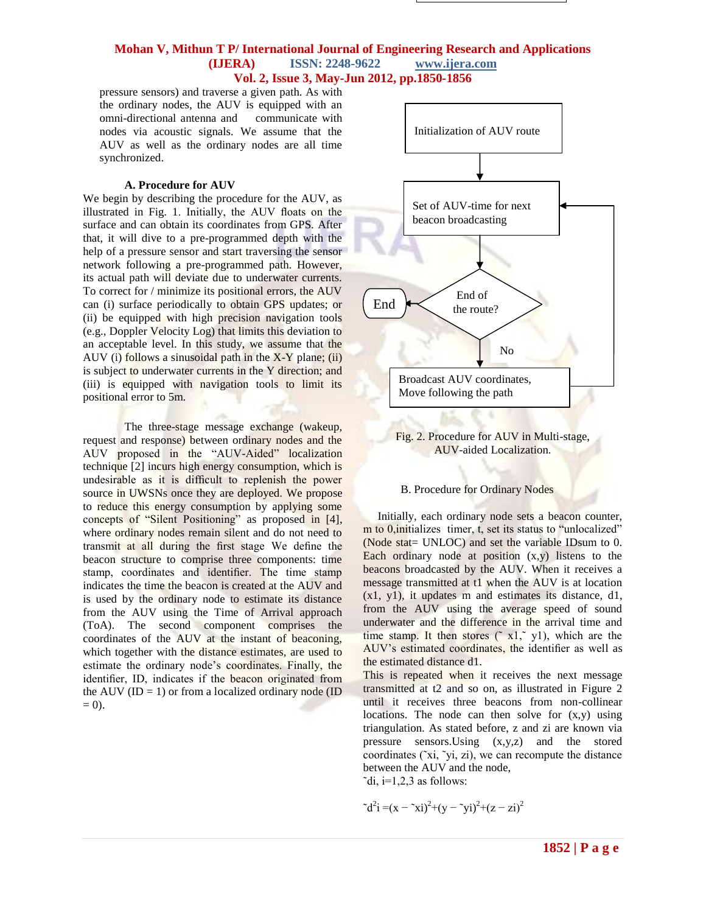pressure sensors) and traverse a given path. As with the ordinary nodes, the AUV is equipped with an omni-directional antenna and communicate with nodes via acoustic signals. We assume that the AUV as well as the ordinary nodes are all time synchronized.

### A. Procedure for AUV

We begin by describing the procedure for the AUV, as illustrated in Fig. 1. Initially, the AUV floats on the surface and can obtain its coordinates from GPS. After that, it will dive to a pre-programmed depth with the help of a pressure sensor and start traversing the sensor network following a pre-programmed path. However, its actual path will deviate due to underwater currents. To correct for / minimize its positional errors, the AUV can (i) surface periodically to obtain GPS updates; or (ii) be equipped with high precision navigation tools (e.g., Doppler Velocity Log) that limits this deviation to an acceptable level. In this study, we assume that the AUV (i) follows a sinusoidal path in the X-Y plane; (ii) is subject to underwater currents in the Y direction; and (iii) is equipped with navigation tools to limit its positional error to 5m.

The three-stage message exchange (wakeup, request and response) between ordinary nodes and the AUV proposed in the "AUV-Aided" localization technique [2] incurs high energy consumption, which is undesirable as it is difficult to replenish the power source in UWSNs once they are deployed. We propose to reduce this energy consumption by applying some concepts of "Silent Positioning" as proposed in [4], where ordinary nodes remain silent and do not need to transmit at all during the first stage We define the beacon structure to comprise three components: time stamp, coordinates and identifier. The time stamp indicates the time the beacon is created at the AUV and is used by the ordinary node to estimate its distance from the AUV using the Time of Arrival approach (ToA). The second component comprises the coordinates of the AUV at the instant of beaconing, which together with the distance estimates, are used to estimate the ordinary node's coordinates. Finally, the identifier, ID, indicates if the beacon originated from the AUV (ID = 1) or from a localized ordinary node (ID = 0).

Initialization of AUV route → Set of AUV-time for next beacon broadcasting → End of the route? → (Yes) End; (No) Broadcast AUV coordinates, Move following the path → back to Set of AUV-time for next beacon broadcasting

Fig. 2. Procedure for AUV in Multi-stage, AUV-aided Localization.

### B. Procedure for Ordinary Nodes

Initially, each ordinary node sets a beacon counter, m to 0,initializes timer, t, set its status to "unlocalized" (Node stat= UNLOC) and set the variable IDsum to 0. Each ordinary node at position (x,y) listens to the beacons broadcasted by the AUV. When it receives a message transmitted at t1 when the AUV is at location (x1, y1), it updates m and estimates its distance, d1, from the AUV using the average speed of sound underwater and the difference in the arrival time and time stamp. It then stores ($\tilde{x}1$, $\tilde{y}1$), which are the AUV's estimated coordinates, the identifier as well as the estimated distance d1.

This is repeated when it receives the next message transmitted at t2 and so on, as illustrated in Figure 2 until it receives three beacons from non-collinear locations. The node can then solve for (x,y) using triangulation. As stated before, z and zi are known via pressure sensors.Using (x,y,z) and the stored coordinates ($\tilde{x}i$, $\tilde{y}i$, zi), we can recompute the distance between the AUV and the node,

$\tilde{d}i$, i=1,2,3 as follows:

$$\tilde{d}^2 i = (x - \tilde{x}i)^2 + (y - \tilde{y}i)^2 + (z - zi)^2$$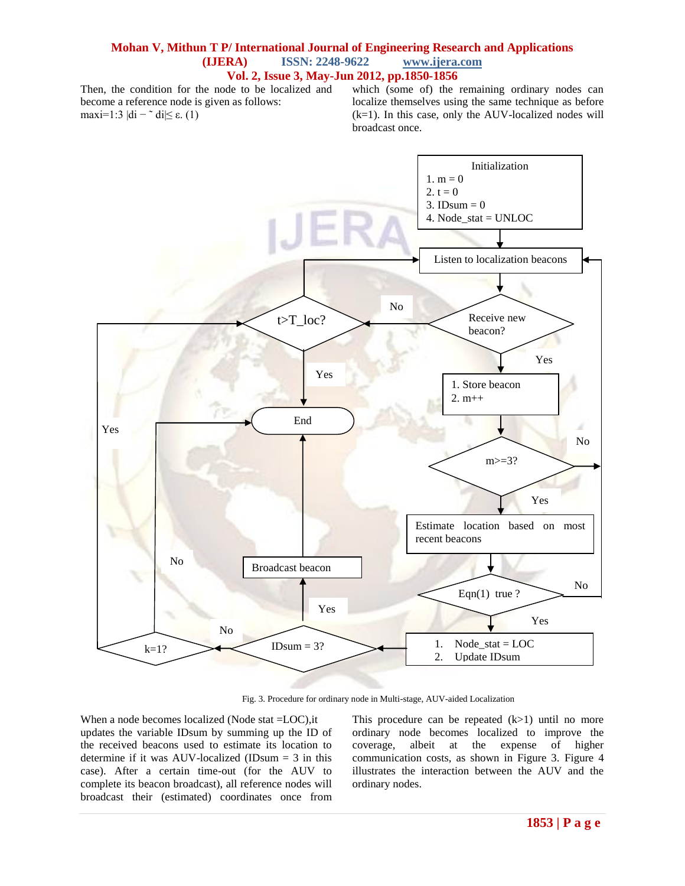Then, the condition for the node to be localized and become a reference node is given as follows:
$\max_{i=1:3} |d_i - \tilde{d}_i| \leq \varepsilon$. (1)

which (some of) the remaining ordinary nodes can localize themselves using the same technique as before (k=1). In this case, only the AUV-localized nodes will broadcast once.

Fig. 3. Procedure for ordinary node in Multi-stage, AUV-aided Localization

When a node becomes localized (Node stat =LOC),it updates the variable IDsum by summing up the ID of the received beacons used to estimate its location to determine if it was AUV-localized (IDsum = 3 in this case). After a certain time-out (for the AUV to complete its beacon broadcast), all reference nodes will broadcast their (estimated) coordinates once from

This procedure can be repeated (k>1) until no more ordinary node becomes localized to improve the coverage, albeit at the expense of higher communication costs, as shown in Figure 3. Figure 4 illustrates the interaction between the AUV and the ordinary nodes.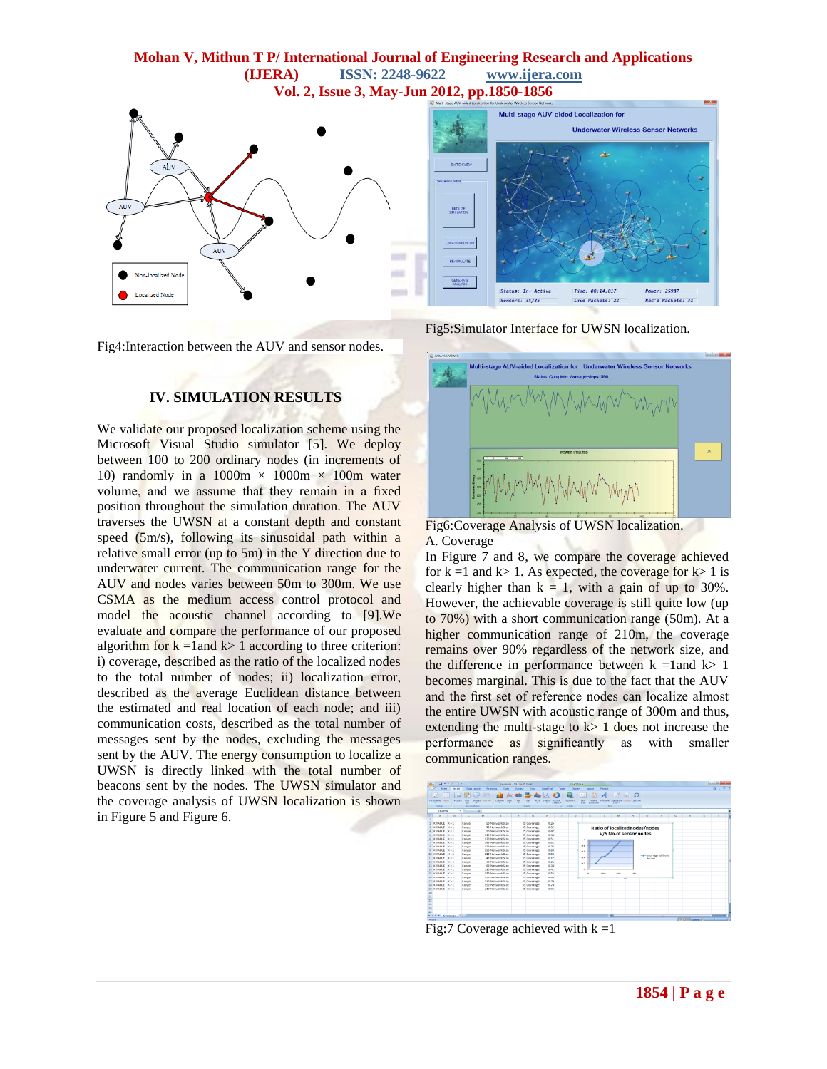Fig4:Interaction between the AUV and sensor nodes.

Fig5:Simulator Interface for UWSN localization.

## IV. SIMULATION RESULTS

We validate our proposed localization scheme using the Microsoft Visual Studio simulator [5]. We deploy between 100 to 200 ordinary nodes (in increments of 10) randomly in a 1000m × 1000m × 100m water volume, and we assume that they remain in a fixed position throughout the simulation duration. The AUV traverses the UWSN at a constant depth and constant speed (5m/s), following its sinusoidal path within a relative small error (up to 5m) in the Y direction due to underwater current. The communication range for the AUV and nodes varies between 50m to 300m. We use CSMA as the medium access control protocol and model the acoustic channel according to [9].We evaluate and compare the performance of our proposed algorithm for k =1and k> 1 according to three criterion: i) coverage, described as the ratio of the localized nodes to the total number of nodes; ii) localization error, described as the average Euclidean distance between the estimated and real location of each node; and iii) communication costs, described as the total number of messages sent by the nodes, excluding the messages sent by the AUV. The energy consumption to localize a UWSN is directly linked with the total number of beacons sent by the nodes. The UWSN simulator and the coverage analysis of UWSN localization is shown in Figure 5 and Figure 6.

Fig6:Coverage Analysis of UWSN localization.

### A. Coverage

In Figure 7 and 8, we compare the coverage achieved for k =1 and k> 1. As expected, the coverage for k> 1 is clearly higher than k = 1, with a gain of up to 30%. However, the achievable coverage is still quite low (up to 70%) with a short communication range (50m). At a higher communication range of 210m, the coverage remains over 90% regardless of the network size, and the difference in performance between k =1and k> 1 becomes marginal. This is due to the fact that the AUV and the first set of reference nodes can localize almost the entire UWSN with acoustic range of 300m and thus, extending the multi-stage to k> 1 does not increase the performance as significantly as with smaller communication ranges.

Fig:7 Coverage achieved with k =1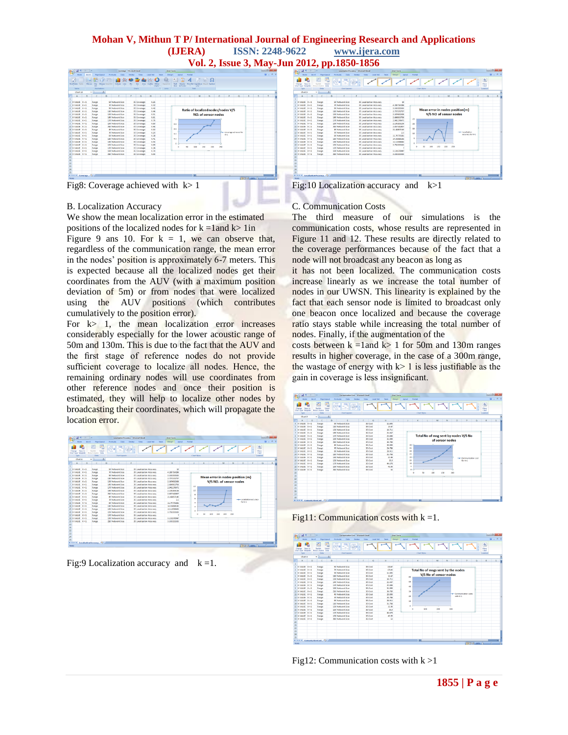Fig8: Coverage achieved with k> 1

B. Localization Accuracy

We show the mean localization error in the estimated positions of the localized nodes for k =1and k> 1in Figure 9 ans 10. For k = 1, we can observe that, regardless of the communication range, the mean error in the nodes' position is approximately 6-7 meters. This is expected because all the localized nodes get their coordinates from the AUV (with a maximum position deviation of 5m) or from nodes that were localized using the AUV positions (which contributes cumulatively to the position error).

For k> 1, the mean localization error increases considerably especially for the lower acoustic range of 50m and 130m. This is due to the fact that the AUV and the first stage of reference nodes do not provide sufficient coverage to localize all nodes. Hence, the remaining ordinary nodes will use coordinates from other reference nodes and once their position is estimated, they will help to localize other nodes by broadcasting their coordinates, which will propagate the location error.

Fig:9 Localization accuracy and k =1.

Fig:10 Localization accuracy and k>1

C. Communication Costs

The third measure of our simulations is the communication costs, whose results are represented in Figure 11 and 12. These results are directly related to the coverage performances because of the fact that a node will not broadcast any beacon as long as it has not been localized. The communication costs increase linearly as we increase the total number of nodes in our UWSN. This linearity is explained by the fact that each sensor node is limited to broadcast only one beacon once localized and because the coverage ratio stays stable while increasing the total number of nodes. Finally, if the augmentation of the costs between k =1and k> 1 for 50m and 130m ranges results in higher coverage, in the case of a 300m range, the wastage of energy with k> 1 is less justifiable as the gain in coverage is less insignificant.

Fig11: Communication costs with k =1.

Fig12: Communication costs with k >1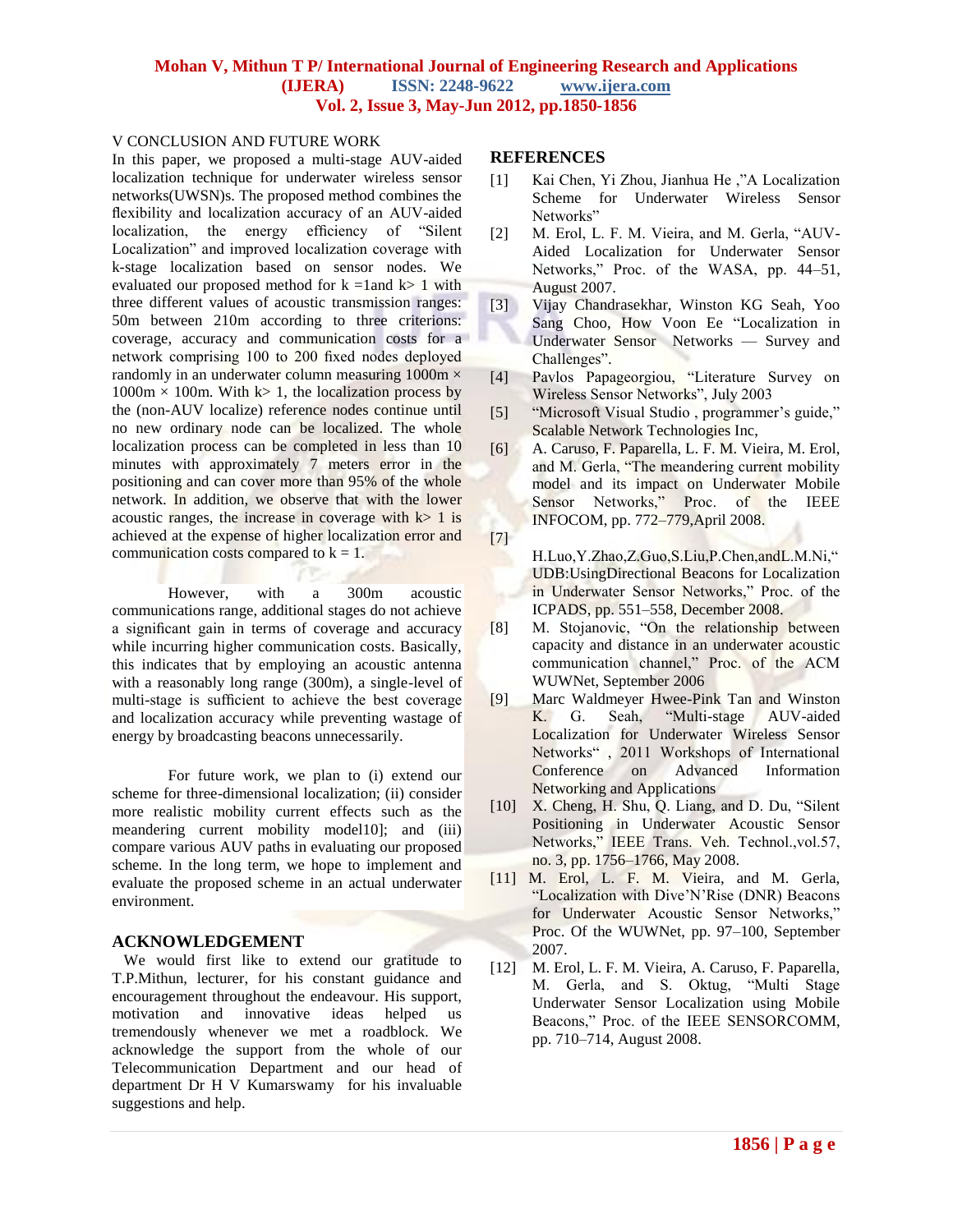## V CONCLUSION AND FUTURE WORK

In this paper, we proposed a multi-stage AUV-aided localization technique for underwater wireless sensor networks(UWSN)s. The proposed method combines the flexibility and localization accuracy of an AUV-aided localization, the energy efficiency of "Silent Localization" and improved localization coverage with k-stage localization based on sensor nodes. We evaluated our proposed method for k =1and k> 1 with three different values of acoustic transmission ranges: 50m between 210m according to three criterions: coverage, accuracy and communication costs for a network comprising 100 to 200 fixed nodes deployed randomly in an underwater column measuring 1000m × 1000m × 100m. With k> 1, the localization process by the (non-AUV localize) reference nodes continue until no new ordinary node can be localized. The whole localization process can be completed in less than 10 minutes with approximately 7 meters error in the positioning and can cover more than 95% of the whole network. In addition, we observe that with the lower acoustic ranges, the increase in coverage with k> 1 is achieved at the expense of higher localization error and communication costs compared to k = 1.

However, with a 300m acoustic communications range, additional stages do not achieve a significant gain in terms of coverage and accuracy while incurring higher communication costs. Basically, this indicates that by employing an acoustic antenna with a reasonably long range (300m), a single-level of multi-stage is sufficient to achieve the best coverage and localization accuracy while preventing wastage of energy by broadcasting beacons unnecessarily.

For future work, we plan to (i) extend our scheme for three-dimensional localization; (ii) consider more realistic mobility current effects such as the meandering current mobility model10]; and (iii) compare various AUV paths in evaluating our proposed scheme. In the long term, we hope to implement and evaluate the proposed scheme in an actual underwater environment.

## ACKNOWLEDGEMENT

We would first like to extend our gratitude to T.P.Mithun, lecturer, for his constant guidance and encouragement throughout the endeavour. His support, motivation and innovative ideas helped us tremendously whenever we met a roadblock. We acknowledge the support from the whole of our Telecommunication Department and our head of department Dr H V Kumarswamy for his invaluable suggestions and help.

## REFERENCES

[1] Kai Chen, Yi Zhou, Jianhua He ,"A Localization Scheme for Underwater Wireless Sensor Networks"

[2] M. Erol, L. F. M. Vieira, and M. Gerla, "AUV-Aided Localization for Underwater Sensor Networks," Proc. of the WASA, pp. 44–51, August 2007.

[3] Vijay Chandrasekhar, Winston KG Seah, Yoo Sang Choo, How Voon Ee "Localization in Underwater Sensor Networks — Survey and Challenges".

[4] Pavlos Papageorgiou, "Literature Survey on Wireless Sensor Networks", July 2003

[5] "Microsoft Visual Studio , programmer's guide," Scalable Network Technologies Inc,

[6] A. Caruso, F. Paparella, L. F. M. Vieira, M. Erol, and M. Gerla, "The meandering current mobility model and its impact on Underwater Mobile Sensor Networks," Proc. of the IEEE INFOCOM, pp. 772–779,April 2008.

[7] H.Luo,Y.Zhao,Z.Guo,S.Liu,P.Chen,andL.M.Ni," UDB:UsingDirectional Beacons for Localization in Underwater Sensor Networks," Proc. of the ICPADS, pp. 551–558, December 2008.

[8] M. Stojanovic, "On the relationship between capacity and distance in an underwater acoustic communication channel," Proc. of the ACM WUWNet, September 2006

[9] Marc Waldmeyer Hwee-Pink Tan and Winston K. G. Seah, "Multi-stage AUV-aided Localization for Underwater Wireless Sensor Networks" , 2011 Workshops of International Conference on Advanced Information Networking and Applications

[10] X. Cheng, H. Shu, Q. Liang, and D. Du, "Silent Positioning in Underwater Acoustic Sensor Networks," IEEE Trans. Veh. Technol.,vol.57, no. 3, pp. 1756–1766, May 2008.

[11] M. Erol, L. F. M. Vieira, and M. Gerla, "Localization with Dive'N'Rise (DNR) Beacons for Underwater Acoustic Sensor Networks," Proc. Of the WUWNet, pp. 97–100, September 2007.

[12] M. Erol, L. F. M. Vieira, A. Caruso, F. Paparella, M. Gerla, and S. Oktug, "Multi Stage Underwater Sensor Localization using Mobile Beacons," Proc. of the IEEE SENSORCOMM, pp. 710–714, August 2008.